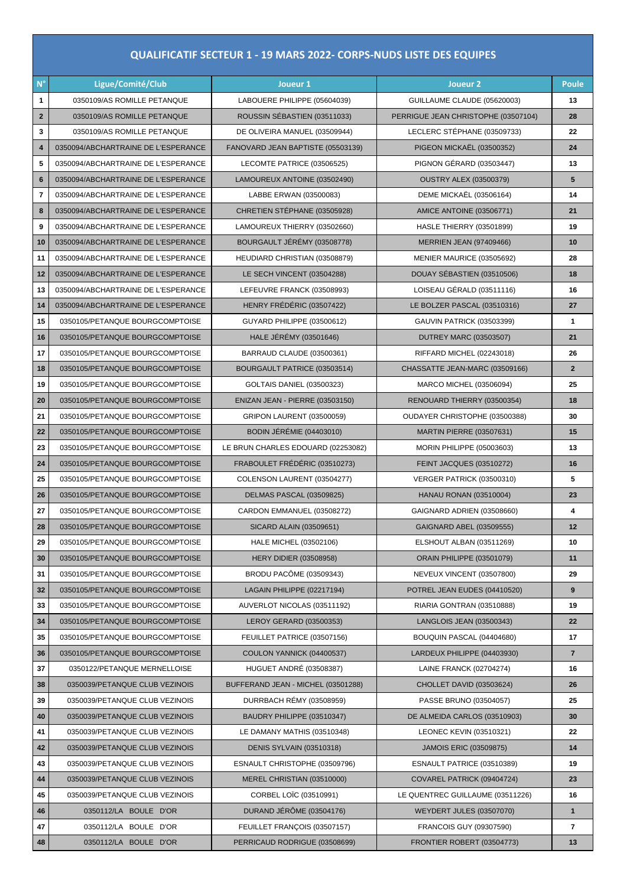# QUALIFICATIF SECTEUR 1 - 19 MARS 2022- CORPS-NUDS LISTE DES EQUIPES

| N° | Ligue/Comité/Club | Joueur 1 | Joueur 2 | Poule |
|---|---|---|---|---|
| 1 | 0350109/AS ROMILLE PETANQUE | LABOUERE PHILIPPE (05604039) | GUILLAUME CLAUDE (05620003) | 13 |
| 2 | 0350109/AS ROMILLE PETANQUE | ROUSSIN SÉBASTIEN (03511033) | PERRIGUE JEAN CHRISTOPHE (03507104) | 28 |
| 3 | 0350109/AS ROMILLE PETANQUE | DE OLIVEIRA MANUEL (03509944) | LECLERC STÉPHANE (03509733) | 22 |
| 4 | 0350094/ABCHARTRAINE DE L'ESPERANCE | FANOVARD JEAN BAPTISTE (05503139) | PIGEON MICKAËL (03500352) | 24 |
| 5 | 0350094/ABCHARTRAINE DE L'ESPERANCE | LECOMTE PATRICE (03506525) | PIGNON GÉRARD (03503447) | 13 |
| 6 | 0350094/ABCHARTRAINE DE L'ESPERANCE | LAMOUREUX ANTOINE (03502490) | OUSTRY ALEX (03500379) | 5 |
| 7 | 0350094/ABCHARTRAINE DE L'ESPERANCE | LABBE ERWAN (03500083) | DEME MICKAËL (03506164) | 14 |
| 8 | 0350094/ABCHARTRAINE DE L'ESPERANCE | CHRETIEN STÉPHANE (03505928) | AMICE ANTOINE (03506771) | 21 |
| 9 | 0350094/ABCHARTRAINE DE L'ESPERANCE | LAMOUREUX THIERRY (03502660) | HASLE THIERRY (03501899) | 19 |
| 10 | 0350094/ABCHARTRAINE DE L'ESPERANCE | BOURGAULT JÉRÉMY (03508778) | MERRIEN JEAN (97409466) | 10 |
| 11 | 0350094/ABCHARTRAINE DE L'ESPERANCE | HEUDIARD CHRISTIAN (03508879) | MENIER MAURICE (03505692) | 28 |
| 12 | 0350094/ABCHARTRAINE DE L'ESPERANCE | LE SECH VINCENT (03504288) | DOUAY SÉBASTIEN (03510506) | 18 |
| 13 | 0350094/ABCHARTRAINE DE L'ESPERANCE | LEFEUVRE FRANCK (03508993) | LOISEAU GÉRALD (03511116) | 16 |
| 14 | 0350094/ABCHARTRAINE DE L'ESPERANCE | HENRY FRÉDÉRIC (03507422) | LE BOLZER PASCAL (03510316) | 27 |
| 15 | 0350105/PETANQUE BOURGCOMPTOISE | GUYARD PHILIPPE (03500612) | GAUVIN PATRICK (03503399) | 1 |
| 16 | 0350105/PETANQUE BOURGCOMPTOISE | HALE JÉRÉMY (03501646) | DUTREY MARC (03503507) | 21 |
| 17 | 0350105/PETANQUE BOURGCOMPTOISE | BARRAUD CLAUDE (03500361) | RIFFARD MICHEL (02243018) | 26 |
| 18 | 0350105/PETANQUE BOURGCOMPTOISE | BOURGAULT PATRICE (03503514) | CHASSATTE JEAN-MARC (03509166) | 2 |
| 19 | 0350105/PETANQUE BOURGCOMPTOISE | GOLTAIS DANIEL (03500323) | MARCO MICHEL (03506094) | 25 |
| 20 | 0350105/PETANQUE BOURGCOMPTOISE | ENIZAN JEAN - PIERRE (03503150) | RENOUARD THIERRY (03500354) | 18 |
| 21 | 0350105/PETANQUE BOURGCOMPTOISE | GRIPON LAURENT (03500059) | OUDAYER CHRISTOPHE (03500388) | 30 |
| 22 | 0350105/PETANQUE BOURGCOMPTOISE | BODIN JÉRÉMIE (04403010) | MARTIN PIERRE (03507631) | 15 |
| 23 | 0350105/PETANQUE BOURGCOMPTOISE | LE BRUN CHARLES EDOUARD (02253082) | MORIN PHILIPPE (05003603) | 13 |
| 24 | 0350105/PETANQUE BOURGCOMPTOISE | FRABOULET FRÉDÉRIC (03510273) | FEINT JACQUES (03510272) | 16 |
| 25 | 0350105/PETANQUE BOURGCOMPTOISE | COLENSON LAURENT (03504277) | VERGER PATRICK (03500310) | 5 |
| 26 | 0350105/PETANQUE BOURGCOMPTOISE | DELMAS PASCAL (03509825) | HANAU RONAN (03510004) | 23 |
| 27 | 0350105/PETANQUE BOURGCOMPTOISE | CARDON EMMANUEL (03508272) | GAIGNARD ADRIEN (03508660) | 4 |
| 28 | 0350105/PETANQUE BOURGCOMPTOISE | SICARD ALAIN (03509651) | GAIGNARD ABEL (03509555) | 12 |
| 29 | 0350105/PETANQUE BOURGCOMPTOISE | HALE MICHEL (03502106) | ELSHOUT ALBAN (03511269) | 10 |
| 30 | 0350105/PETANQUE BOURGCOMPTOISE | HERY DIDIER (03508958) | ORAIN PHILIPPE (03501079) | 11 |
| 31 | 0350105/PETANQUE BOURGCOMPTOISE | BRODU PACÔME (03509343) | NEVEUX VINCENT (03507800) | 29 |
| 32 | 0350105/PETANQUE BOURGCOMPTOISE | LAGAIN PHILIPPE (02217194) | POTREL JEAN EUDES (04410520) | 9 |
| 33 | 0350105/PETANQUE BOURGCOMPTOISE | AUVERLOT NICOLAS (03511192) | RIARIA GONTRAN (03510888) | 19 |
| 34 | 0350105/PETANQUE BOURGCOMPTOISE | LEROY GERARD (03500353) | LANGLOIS JEAN (03500343) | 22 |
| 35 | 0350105/PETANQUE BOURGCOMPTOISE | FEUILLET PATRICE (03507156) | BOUQUIN PASCAL (04404680) | 17 |
| 36 | 0350105/PETANQUE BOURGCOMPTOISE | COULON YANNICK (04400537) | LARDEUX PHILIPPE (04403930) | 7 |
| 37 | 0350122/PETANQUE MERNELLOISE | HUGUET ANDRÉ (03508387) | LAINE FRANCK (02704274) | 16 |
| 38 | 0350039/PETANQUE CLUB VEZINOIS | BUFFERAND JEAN - MICHEL (03501288) | CHOLLET DAVID (03503624) | 26 |
| 39 | 0350039/PETANQUE CLUB VEZINOIS | DURRBACH RÉMY (03508959) | PASSE BRUNO (03504057) | 25 |
| 40 | 0350039/PETANQUE CLUB VEZINOIS | BAUDRY PHILIPPE (03510347) | DE ALMEIDA CARLOS (03510903) | 30 |
| 41 | 0350039/PETANQUE CLUB VEZINOIS | LE DAMANY MATHIS (03510348) | LEONEC KEVIN (03510321) | 22 |
| 42 | 0350039/PETANQUE CLUB VEZINOIS | DENIS SYLVAIN (03510318) | JAMOIS ERIC (03509875) | 14 |
| 43 | 0350039/PETANQUE CLUB VEZINOIS | ESNAULT CHRISTOPHE (03509796) | ESNAULT PATRICE (03510389) | 19 |
| 44 | 0350039/PETANQUE CLUB VEZINOIS | MEREL CHRISTIAN (03510000) | COVAREL PATRICK (09404724) | 23 |
| 45 | 0350039/PETANQUE CLUB VEZINOIS | CORBEL LOÏC (03510991) | LE QUENTREC GUILLAUME (03511226) | 16 |
| 46 | 0350112/LA BOULE D'OR | DURAND JÉRÔME (03504176) | WEYDERT JULES (03507070) | 1 |
| 47 | 0350112/LA BOULE D'OR | FEUILLET FRANÇOIS (03507157) | FRANCOIS GUY (09307590) | 7 |
| 48 | 0350112/LA BOULE D'OR | PERRICAUD RODRIGUE (03508699) | FRONTIER ROBERT (03504773) | 13 |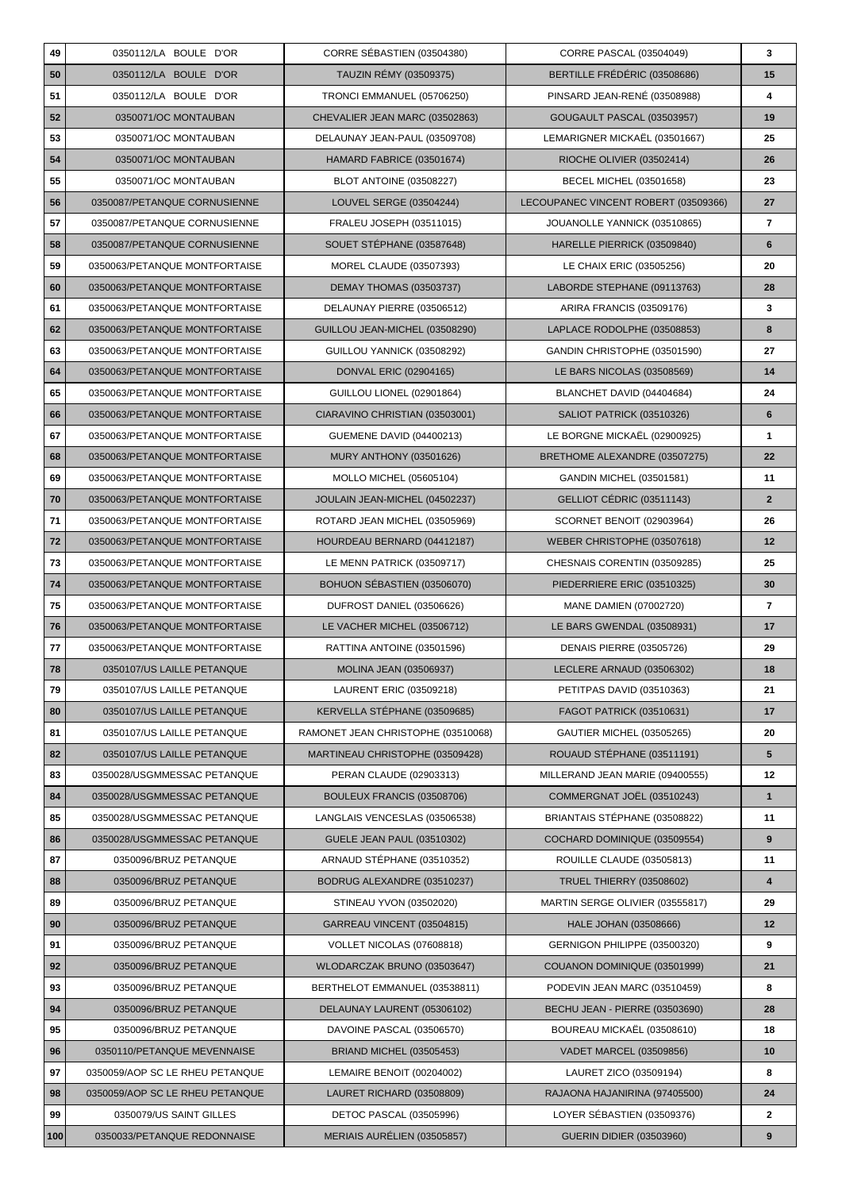| | | | | |
|---|---|---|---|---|
| 49 | 0350112/LA BOULE D'OR | CORRE SÉBASTIEN (03504380) | CORRE PASCAL (03504049) | 3 |
| 50 | 0350112/LA BOULE D'OR | TAUZIN RÉMY (03509375) | BERTILLE FRÉDÉRIC (03508686) | 15 |
| 51 | 0350112/LA BOULE D'OR | TRONCI EMMANUEL (05706250) | PINSARD JEAN-RENÉ (03508988) | 4 |
| 52 | 0350071/OC MONTAUBAN | CHEVALIER JEAN MARC (03502863) | GOUGAULT PASCAL (03503957) | 19 |
| 53 | 0350071/OC MONTAUBAN | DELAUNAY JEAN-PAUL (03509708) | LEMARIGNER MICKAËL (03501667) | 25 |
| 54 | 0350071/OC MONTAUBAN | HAMARD FABRICE (03501674) | RIOCHE OLIVIER (03502414) | 26 |
| 55 | 0350071/OC MONTAUBAN | BLOT ANTOINE (03508227) | BECEL MICHEL (03501658) | 23 |
| 56 | 0350087/PETANQUE CORNUSIENNE | LOUVEL SERGE (03504244) | LECOUPANEC VINCENT ROBERT (03509366) | 27 |
| 57 | 0350087/PETANQUE CORNUSIENNE | FRALEU JOSEPH (03511015) | JOUANOLLE YANNICK (03510865) | 7 |
| 58 | 0350087/PETANQUE CORNUSIENNE | SOUET STÉPHANE (03587648) | HARELLE PIERRICK (03509840) | 6 |
| 59 | 0350063/PETANQUE MONTFORTAISE | MOREL CLAUDE (03507393) | LE CHAIX ERIC (03505256) | 20 |
| 60 | 0350063/PETANQUE MONTFORTAISE | DEMAY THOMAS (03503737) | LABORDE STEPHANE (09113763) | 28 |
| 61 | 0350063/PETANQUE MONTFORTAISE | DELAUNAY PIERRE (03506512) | ARIRA FRANCIS (03509176) | 3 |
| 62 | 0350063/PETANQUE MONTFORTAISE | GUILLOU JEAN-MICHEL (03508290) | LAPLACE RODOLPHE (03508853) | 8 |
| 63 | 0350063/PETANQUE MONTFORTAISE | GUILLOU YANNICK (03508292) | GANDIN CHRISTOPHE (03501590) | 27 |
| 64 | 0350063/PETANQUE MONTFORTAISE | DONVAL ERIC (02904165) | LE BARS NICOLAS (03508569) | 14 |
| 65 | 0350063/PETANQUE MONTFORTAISE | GUILLOU LIONEL (02901864) | BLANCHET DAVID (04404684) | 24 |
| 66 | 0350063/PETANQUE MONTFORTAISE | CIARAVINO CHRISTIAN (03503001) | SALIOT PATRICK (03510326) | 6 |
| 67 | 0350063/PETANQUE MONTFORTAISE | GUEMENE DAVID (04400213) | LE BORGNE MICKAËL (02900925) | 1 |
| 68 | 0350063/PETANQUE MONTFORTAISE | MURY ANTHONY (03501626) | BRETHOME ALEXANDRE (03507275) | 22 |
| 69 | 0350063/PETANQUE MONTFORTAISE | MOLLO MICHEL (05605104) | GANDIN MICHEL (03501581) | 11 |
| 70 | 0350063/PETANQUE MONTFORTAISE | JOULAIN JEAN-MICHEL (04502237) | GELLIOT CÉDRIC (03511143) | 2 |
| 71 | 0350063/PETANQUE MONTFORTAISE | ROTARD JEAN MICHEL (03505969) | SCORNET BENOIT (02903964) | 26 |
| 72 | 0350063/PETANQUE MONTFORTAISE | HOURDEAU BERNARD (04412187) | WEBER CHRISTOPHE (03507618) | 12 |
| 73 | 0350063/PETANQUE MONTFORTAISE | LE MENN PATRICK (03509717) | CHESNAIS CORENTIN (03509285) | 25 |
| 74 | 0350063/PETANQUE MONTFORTAISE | BOHUON SÉBASTIEN (03506070) | PIEDERRIERE ERIC (03510325) | 30 |
| 75 | 0350063/PETANQUE MONTFORTAISE | DUFROST DANIEL (03506626) | MANE DAMIEN (07002720) | 7 |
| 76 | 0350063/PETANQUE MONTFORTAISE | LE VACHER MICHEL (03506712) | LE BARS GWENDAL (03508931) | 17 |
| 77 | 0350063/PETANQUE MONTFORTAISE | RATTINA ANTOINE (03501596) | DENAIS PIERRE (03505726) | 29 |
| 78 | 0350107/US LAILLE PETANQUE | MOLINA JEAN (03506937) | LECLERE ARNAUD (03506302) | 18 |
| 79 | 0350107/US LAILLE PETANQUE | LAURENT ERIC (03509218) | PETITPAS DAVID (03510363) | 21 |
| 80 | 0350107/US LAILLE PETANQUE | KERVELLA STÉPHANE (03509685) | FAGOT PATRICK (03510631) | 17 |
| 81 | 0350107/US LAILLE PETANQUE | RAMONET JEAN CHRISTOPHE (03510068) | GAUTIER MICHEL (03505265) | 20 |
| 82 | 0350107/US LAILLE PETANQUE | MARTINEAU CHRISTOPHE (03509428) | ROUAUD STÉPHANE (03511191) | 5 |
| 83 | 0350028/USGMMESSAC PETANQUE | PERAN CLAUDE (02903313) | MILLERAND JEAN MARIE (09400555) | 12 |
| 84 | 0350028/USGMMESSAC PETANQUE | BOULEUX FRANCIS (03508706) | COMMERGNAT JOËL (03510243) | 1 |
| 85 | 0350028/USGMMESSAC PETANQUE | LANGLAIS VENCESLAS (03506538) | BRIANTAIS STÉPHANE (03508822) | 11 |
| 86 | 0350028/USGMMESSAC PETANQUE | GUELE JEAN PAUL (03510302) | COCHARD DOMINIQUE (03509554) | 9 |
| 87 | 0350096/BRUZ PETANQUE | ARNAUD STÉPHANE (03510352) | ROUILLE CLAUDE (03505813) | 11 |
| 88 | 0350096/BRUZ PETANQUE | BODRUG ALEXANDRE (03510237) | TRUEL THIERRY (03508602) | 4 |
| 89 | 0350096/BRUZ PETANQUE | STINEAU YVON (03502020) | MARTIN SERGE OLIVIER (03555817) | 29 |
| 90 | 0350096/BRUZ PETANQUE | GARREAU VINCENT (03504815) | HALE JOHAN (03508666) | 12 |
| 91 | 0350096/BRUZ PETANQUE | VOLLET NICOLAS (07608818) | GERNIGON PHILIPPE (03500320) | 9 |
| 92 | 0350096/BRUZ PETANQUE | WLODARCZAK BRUNO (03503647) | COUANON DOMINIQUE (03501999) | 21 |
| 93 | 0350096/BRUZ PETANQUE | BERTHELOT EMMANUEL (03538811) | PODEVIN JEAN MARC (03510459) | 8 |
| 94 | 0350096/BRUZ PETANQUE | DELAUNAY LAURENT (05306102) | BECHU JEAN - PIERRE (03503690) | 28 |
| 95 | 0350096/BRUZ PETANQUE | DAVOINE PASCAL (03506570) | BOUREAU MICKAËL (03508610) | 18 |
| 96 | 0350110/PETANQUE MEVENNAISE | BRIAND MICHEL (03505453) | VADET MARCEL (03509856) | 10 |
| 97 | 0350059/AOP SC LE RHEU PETANQUE | LEMAIRE BENOIT (00204002) | LAURET ZICO (03509194) | 8 |
| 98 | 0350059/AOP SC LE RHEU PETANQUE | LAURET RICHARD (03508809) | RAJAONA HAJANIRINA (97405500) | 24 |
| 99 | 0350079/US SAINT GILLES | DETOC PASCAL (03505996) | LOYER SÉBASTIEN (03509376) | 2 |
| 100 | 0350033/PETANQUE REDONNAISE | MERIAIS AURÉLIEN (03505857) | GUERIN DIDIER (03503960) | 9 |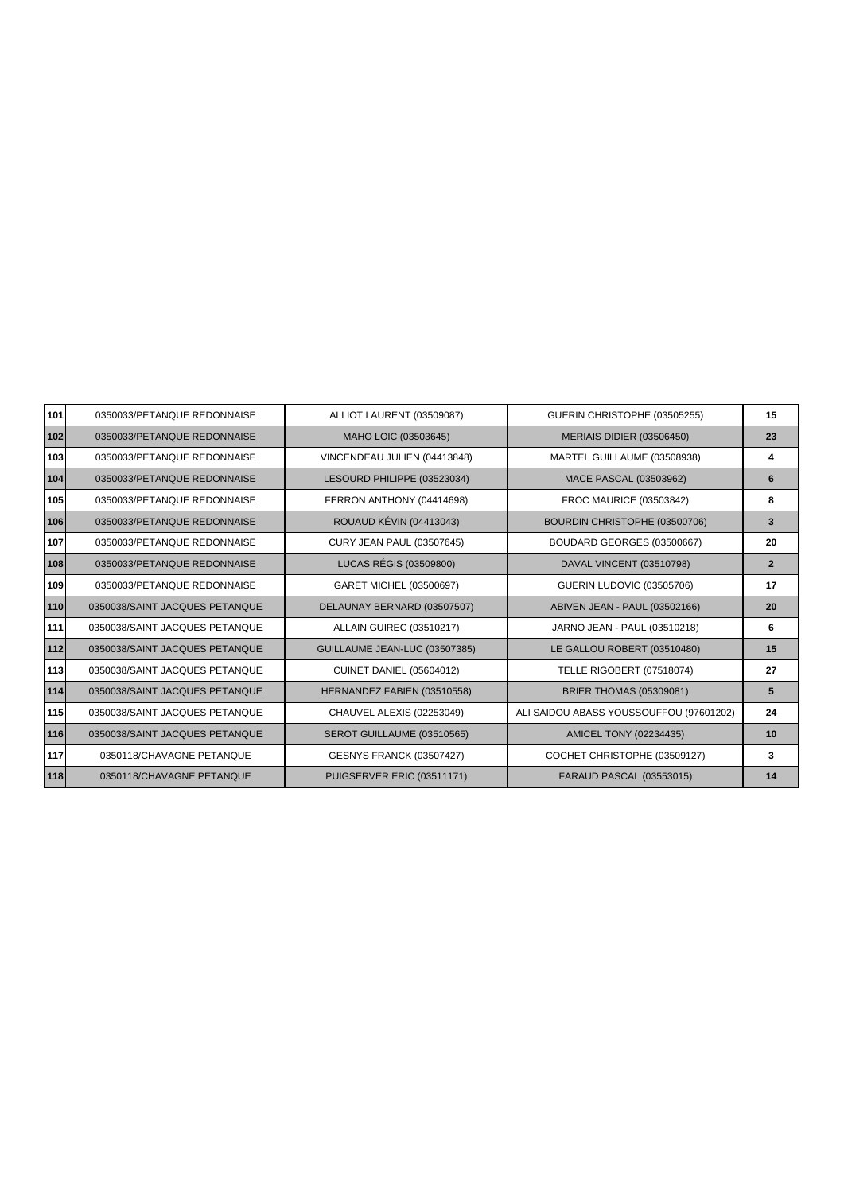| | | | | |
|---|---|---|---|---|
| 101 | 0350033/PETANQUE REDONNAISE | ALLIOT LAURENT (03509087) | GUERIN CHRISTOPHE (03505255) | 15 |
| 102 | 0350033/PETANQUE REDONNAISE | MAHO LOIC (03503645) | MERIAIS DIDIER (03506450) | 23 |
| 103 | 0350033/PETANQUE REDONNAISE | VINCENDEAU JULIEN (04413848) | MARTEL GUILLAUME (03508938) | 4 |
| 104 | 0350033/PETANQUE REDONNAISE | LESOURD PHILIPPE (03523034) | MACE PASCAL (03503962) | 6 |
| 105 | 0350033/PETANQUE REDONNAISE | FERRON ANTHONY (04414698) | FROC MAURICE (03503842) | 8 |
| 106 | 0350033/PETANQUE REDONNAISE | ROUAUD KÉVIN (04413043) | BOURDIN CHRISTOPHE (03500706) | 3 |
| 107 | 0350033/PETANQUE REDONNAISE | CURY JEAN PAUL (03507645) | BOUDARD GEORGES (03500667) | 20 |
| 108 | 0350033/PETANQUE REDONNAISE | LUCAS RÉGIS (03509800) | DAVAL VINCENT (03510798) | 2 |
| 109 | 0350033/PETANQUE REDONNAISE | GARET MICHEL (03500697) | GUERIN LUDOVIC (03505706) | 17 |
| 110 | 0350038/SAINT JACQUES PETANQUE | DELAUNAY BERNARD (03507507) | ABIVEN JEAN - PAUL (03502166) | 20 |
| 111 | 0350038/SAINT JACQUES PETANQUE | ALLAIN GUIREC (03510217) | JARNO JEAN - PAUL (03510218) | 6 |
| 112 | 0350038/SAINT JACQUES PETANQUE | GUILLAUME JEAN-LUC (03507385) | LE GALLOU ROBERT (03510480) | 15 |
| 113 | 0350038/SAINT JACQUES PETANQUE | CUINET DANIEL (05604012) | TELLE RIGOBERT (07518074) | 27 |
| 114 | 0350038/SAINT JACQUES PETANQUE | HERNANDEZ FABIEN (03510558) | BRIER THOMAS (05309081) | 5 |
| 115 | 0350038/SAINT JACQUES PETANQUE | CHAUVEL ALEXIS (02253049) | ALI SAIDOU ABASS YOUSSOUFFOU (97601202) | 24 |
| 116 | 0350038/SAINT JACQUES PETANQUE | SEROT GUILLAUME (03510565) | AMICEL TONY (02234435) | 10 |
| 117 | 0350118/CHAVAGNE PETANQUE | GESNYS FRANCK (03507427) | COCHET CHRISTOPHE (03509127) | 3 |
| 118 | 0350118/CHAVAGNE PETANQUE | PUIGSERVER ERIC (03511171) | FARAUD PASCAL (03553015) | 14 |